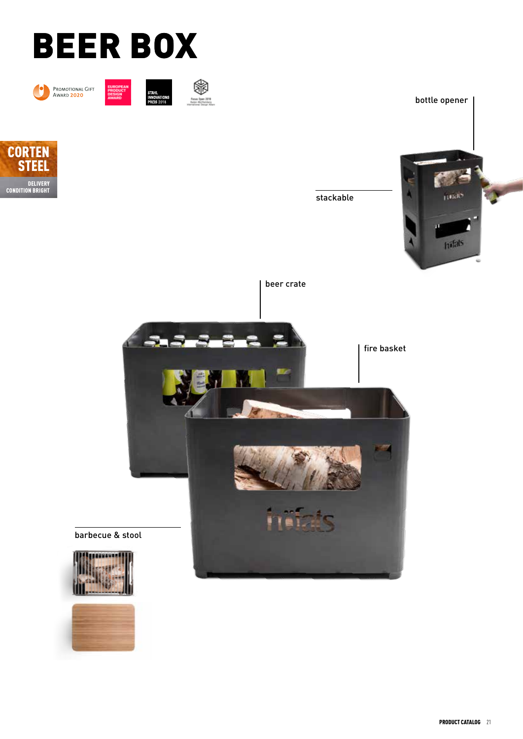# BEER BOX

Promotional Gift Award 2020

European Product Design Award

Stahl Innovationspreis 2018

Focus Open 2018

**CORTEN STEEL**

**DELIVERY CONDITION BRIGHT**

bottle opener

stackable

beer crate

fire basket

barbecue & stool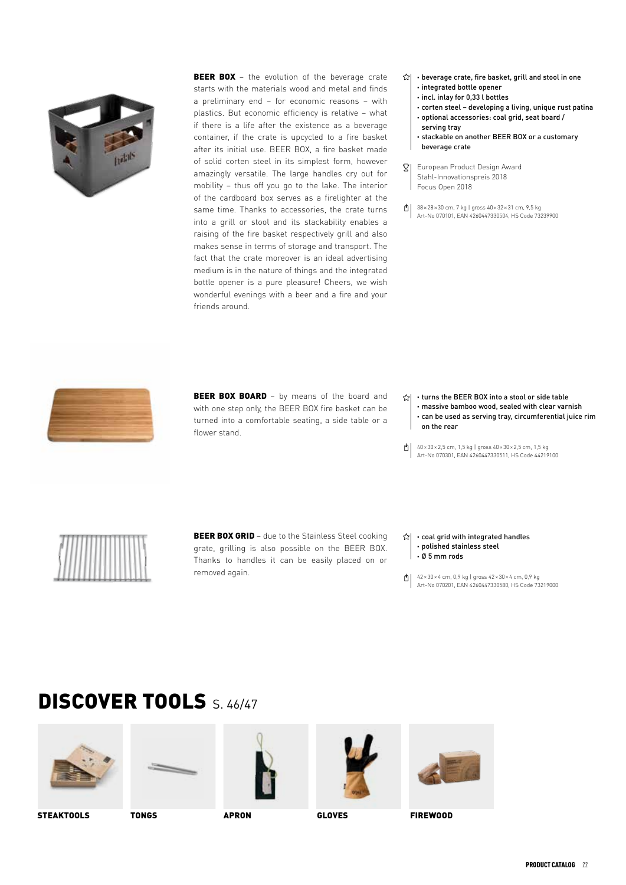**BEER BOX** – the evolution of the beverage crate starts with the materials wood and metal and finds a preliminary end – for economic reasons – with plastics. But economic efficiency is relative – what if there is a life after the existence as a beverage container, if the crate is upcycled to a fire basket after its initial use. BEER BOX, a fire basket made of solid corten steel in its simplest form, however amazingly versatile. The large handles cry out for mobility – thus off you go to the lake. The interior of the cardboard box serves as a firelighter at the same time. Thanks to accessories, the crate turns into a grill or stool and its stackability enables a raising of the fire basket respectively grill and also makes sense in terms of storage and transport. The fact that the crate moreover is an ideal advertising medium is in the nature of things and the integrated bottle opener is a pure pleasure! Cheers, we wish wonderful evenings with a beer and a fire and your friends around.

- beverage crate, fire basket, grill and stool in one
- integrated bottle opener
- incl. inlay for 0,33 l bottles
- corten steel – developing a living, unique rust patina
- optional accessories: coal grid, seat board / serving tray
- stackable on another BEER BOX or a customary beverage crate

European Product Design Award
Stahl-Innovationspreis 2018
Focus Open 2018

38 × 28 × 30 cm, 7 kg | gross 40 × 32 × 31 cm, 9,5 kg
Art-No 070101, EAN 4260447330504, HS Code 73239900

**BEER BOX BOARD** – by means of the board and with one step only, the BEER BOX fire basket can be turned into a comfortable seating, a side table or a flower stand.

- turns the BEER BOX into a stool or side table
- massive bamboo wood, sealed with clear varnish
- can be used as serving tray, circumferential juice rim on the rear

40 × 30 × 2,5 cm, 1,5 kg | gross 40 × 30 × 2,5 cm, 1,5 kg
Art-No 070301, EAN 4260447330511, HS Code 44219100

**BEER BOX GRID** – due to the Stainless Steel cooking grate, grilling is also possible on the BEER BOX. Thanks to handles it can be easily placed on or removed again.

- coal grid with integrated handles
- polished stainless steel
- Ø 5 mm rods

42 × 30 × 4 cm, 0,9 kg | gross 42 × 30 × 4 cm, 0,9 kg
Art-No 070201, EAN 4260447330580, HS Code 73219000

# DISCOVER TOOLS S. 46/47

**STEAKTOOLS** **TONGS** **APRON** **GLOVES** **FIREWOOD**